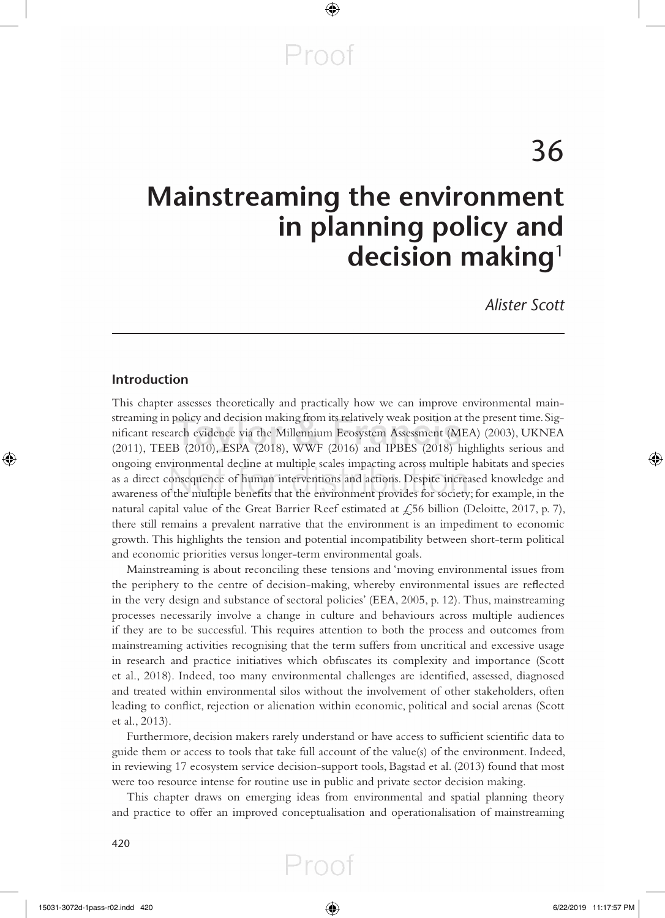# 36

# Mainstreaming the environment in planning policy and decision making[1]

*Alister Scott*

## Introduction

This chapter assesses theoretically and practically how we can improve environmental mainstreaming in policy and decision making from its relatively weak position at the present time. Significant research evidence via the Millennium Ecosystem Assessment (MEA) (2003), UKNEA (2011), TEEB (2010), ESPA (2018), WWF (2016) and IPBES (2018) highlights serious and ongoing environmental decline at multiple scales impacting across multiple habitats and species as a direct consequence of human interventions and actions. Despite increased knowledge and awareness of the multiple benefits that the environment provides for society; for example, in the natural capital value of the Great Barrier Reef estimated at £56 billion (Deloitte, 2017, p. 7), there still remains a prevalent narrative that the environment is an impediment to economic growth. This highlights the tension and potential incompatibility between short-term political and economic priorities versus longer-term environmental goals.

Mainstreaming is about reconciling these tensions and 'moving environmental issues from the periphery to the centre of decision-making, whereby environmental issues are reflected in the very design and substance of sectoral policies' (EEA, 2005, p. 12). Thus, mainstreaming processes necessarily involve a change in culture and behaviours across multiple audiences if they are to be successful. This requires attention to both the process and outcomes from mainstreaming activities recognising that the term suffers from uncritical and excessive usage in research and practice initiatives which obfuscates its complexity and importance (Scott et al., 2018). Indeed, too many environmental challenges are identified, assessed, diagnosed and treated within environmental silos without the involvement of other stakeholders, often leading to conflict, rejection or alienation within economic, political and social arenas (Scott et al., 2013).

Furthermore, decision makers rarely understand or have access to sufficient scientific data to guide them or access to tools that take full account of the value(s) of the environment. Indeed, in reviewing 17 ecosystem service decision-support tools, Bagstad et al. (2013) found that most were too resource intense for routine use in public and private sector decision making.

This chapter draws on emerging ideas from environmental and spatial planning theory and practice to offer an improved conceptualisation and operationalisation of mainstreaming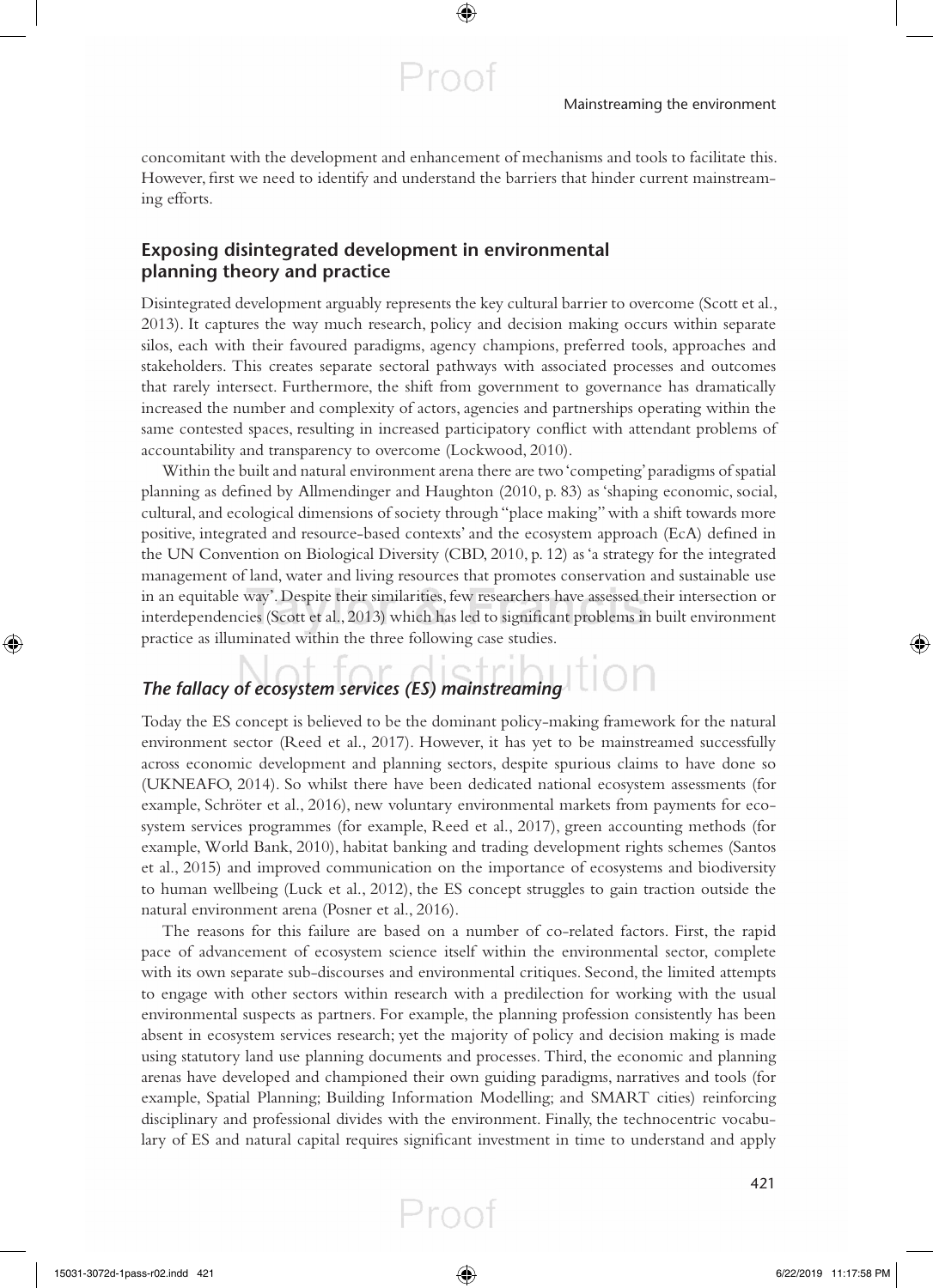concomitant with the development and enhancement of mechanisms and tools to facilitate this. However, first we need to identify and understand the barriers that hinder current mainstreaming efforts.

## Exposing disintegrated development in environmental planning theory and practice

Disintegrated development arguably represents the key cultural barrier to overcome (Scott et al., 2013). It captures the way much research, policy and decision making occurs within separate silos, each with their favoured paradigms, agency champions, preferred tools, approaches and stakeholders. This creates separate sectoral pathways with associated processes and outcomes that rarely intersect. Furthermore, the shift from government to governance has dramatically increased the number and complexity of actors, agencies and partnerships operating within the same contested spaces, resulting in increased participatory conflict with attendant problems of accountability and transparency to overcome (Lockwood, 2010).

Within the built and natural environment arena there are two 'competing' paradigms of spatial planning as defined by Allmendinger and Haughton (2010, p. 83) as 'shaping economic, social, cultural, and ecological dimensions of society through "place making" with a shift towards more positive, integrated and resource-based contexts' and the ecosystem approach (EcA) defined in the UN Convention on Biological Diversity (CBD, 2010, p. 12) as 'a strategy for the integrated management of land, water and living resources that promotes conservation and sustainable use in an equitable way'. Despite their similarities, few researchers have assessed their intersection or interdependencies (Scott et al., 2013) which has led to significant problems in built environment practice as illuminated within the three following case studies.

### *The fallacy of ecosystem services (ES) mainstreaming*

Today the ES concept is believed to be the dominant policy-making framework for the natural environment sector (Reed et al., 2017). However, it has yet to be mainstreamed successfully across economic development and planning sectors, despite spurious claims to have done so (UKNEAFO, 2014). So whilst there have been dedicated national ecosystem assessments (for example, Schröter et al., 2016), new voluntary environmental markets from payments for ecosystem services programmes (for example, Reed et al., 2017), green accounting methods (for example, World Bank, 2010), habitat banking and trading development rights schemes (Santos et al., 2015) and improved communication on the importance of ecosystems and biodiversity to human wellbeing (Luck et al., 2012), the ES concept struggles to gain traction outside the natural environment arena (Posner et al., 2016).

The reasons for this failure are based on a number of co-related factors. First, the rapid pace of advancement of ecosystem science itself within the environmental sector, complete with its own separate sub-discourses and environmental critiques. Second, the limited attempts to engage with other sectors within research with a predilection for working with the usual environmental suspects as partners. For example, the planning profession consistently has been absent in ecosystem services research; yet the majority of policy and decision making is made using statutory land use planning documents and processes. Third, the economic and planning arenas have developed and championed their own guiding paradigms, narratives and tools (for example, Spatial Planning; Building Information Modelling; and SMART cities) reinforcing disciplinary and professional divides with the environment. Finally, the technocentric vocabulary of ES and natural capital requires significant investment in time to understand and apply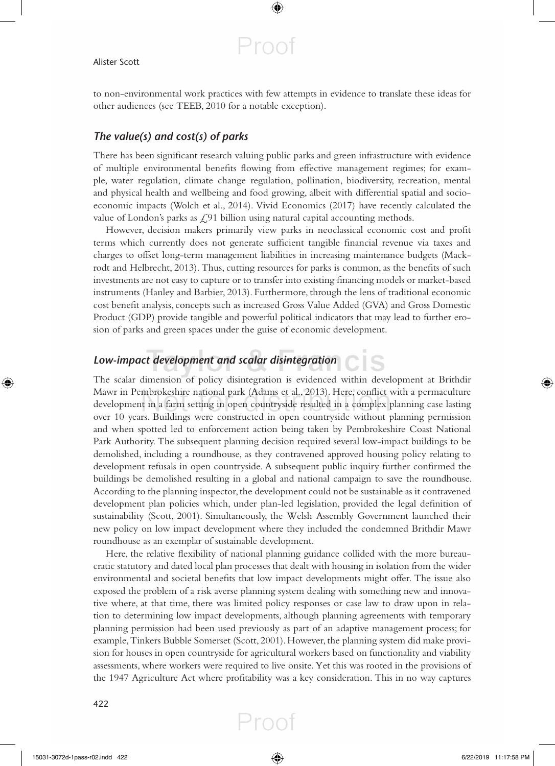to non-environmental work practices with few attempts in evidence to translate these ideas for other audiences (see TEEB, 2010 for a notable exception).

### *The value(s) and cost(s) of parks*

There has been significant research valuing public parks and green infrastructure with evidence of multiple environmental benefits flowing from effective management regimes; for example, water regulation, climate change regulation, pollination, biodiversity, recreation, mental and physical health and wellbeing and food growing, albeit with differential spatial and socio-economic impacts (Wolch et al., 2014). Vivid Economics (2017) have recently calculated the value of London's parks as £91 billion using natural capital accounting methods.

However, decision makers primarily view parks in neoclassical economic cost and profit terms which currently does not generate sufficient tangible financial revenue via taxes and charges to offset long-term management liabilities in increasing maintenance budgets (Mackrodt and Helbrecht, 2013). Thus, cutting resources for parks is common, as the benefits of such investments are not easy to capture or to transfer into existing financing models or market-based instruments (Hanley and Barbier, 2013). Furthermore, through the lens of traditional economic cost benefit analysis, concepts such as increased Gross Value Added (GVA) and Gross Domestic Product (GDP) provide tangible and powerful political indicators that may lead to further erosion of parks and green spaces under the guise of economic development.

### *Low-impact development and scalar disintegration*

The scalar dimension of policy disintegration is evidenced within development at Brithdir Mawr in Pembrokeshire national park (Adams et al., 2013). Here, conflict with a permaculture development in a farm setting in open countryside resulted in a complex planning case lasting over 10 years. Buildings were constructed in open countryside without planning permission and when spotted led to enforcement action being taken by Pembrokeshire Coast National Park Authority. The subsequent planning decision required several low-impact buildings to be demolished, including a roundhouse, as they contravened approved housing policy relating to development refusals in open countryside. A subsequent public inquiry further confirmed the buildings be demolished resulting in a global and national campaign to save the roundhouse. According to the planning inspector, the development could not be sustainable as it contravened development plan policies which, under plan-led legislation, provided the legal definition of sustainability (Scott, 2001). Simultaneously, the Welsh Assembly Government launched their new policy on low impact development where they included the condemned Brithdir Mawr roundhouse as an exemplar of sustainable development.

Here, the relative flexibility of national planning guidance collided with the more bureaucratic statutory and dated local plan processes that dealt with housing in isolation from the wider environmental and societal benefits that low impact developments might offer. The issue also exposed the problem of a risk averse planning system dealing with something new and innovative where, at that time, there was limited policy responses or case law to draw upon in relation to determining low impact developments, although planning agreements with temporary planning permission had been used previously as part of an adaptive management process; for example, Tinkers Bubble Somerset (Scott, 2001). However, the planning system did make provision for houses in open countryside for agricultural workers based on functionality and viability assessments, where workers were required to live onsite. Yet this was rooted in the provisions of the 1947 Agriculture Act where profitability was a key consideration. This in no way captures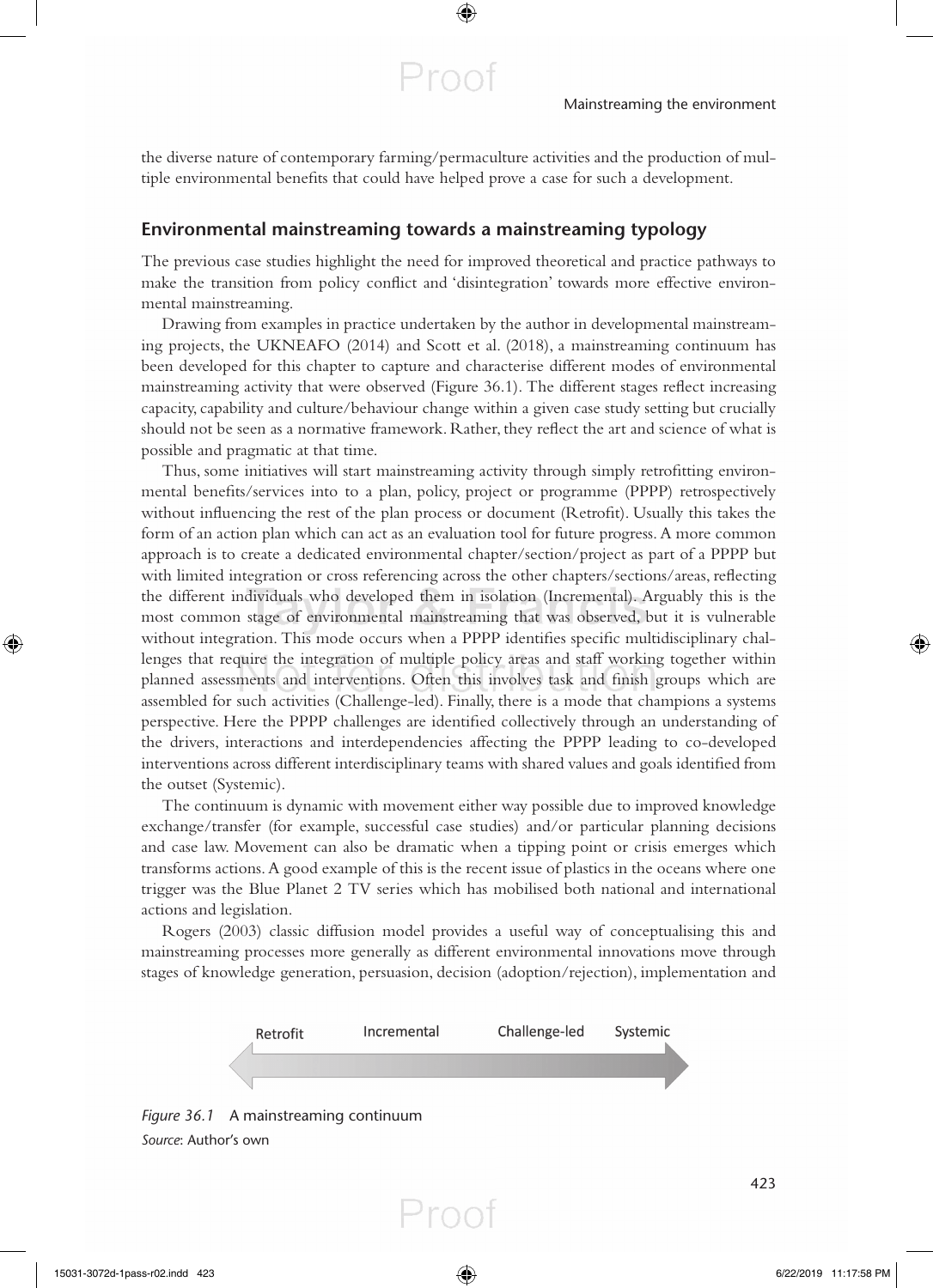the diverse nature of contemporary farming/permaculture activities and the production of multiple environmental benefits that could have helped prove a case for such a development.

## Environmental mainstreaming towards a mainstreaming typology

The previous case studies highlight the need for improved theoretical and practice pathways to make the transition from policy conflict and 'disintegration' towards more effective environmental mainstreaming.

Drawing from examples in practice undertaken by the author in developmental mainstreaming projects, the UKNEAFO (2014) and Scott et al. (2018), a mainstreaming continuum has been developed for this chapter to capture and characterise different modes of environmental mainstreaming activity that were observed (Figure 36.1). The different stages reflect increasing capacity, capability and culture/behaviour change within a given case study setting but crucially should not be seen as a normative framework. Rather, they reflect the art and science of what is possible and pragmatic at that time.

Thus, some initiatives will start mainstreaming activity through simply retrofitting environmental benefits/services into to a plan, policy, project or programme (PPPP) retrospectively without influencing the rest of the plan process or document (Retrofit). Usually this takes the form of an action plan which can act as an evaluation tool for future progress. A more common approach is to create a dedicated environmental chapter/section/project as part of a PPPP but with limited integration or cross referencing across the other chapters/sections/areas, reflecting the different individuals who developed them in isolation (Incremental). Arguably this is the most common stage of environmental mainstreaming that was observed, but it is vulnerable without integration. This mode occurs when a PPPP identifies specific multidisciplinary challenges that require the integration of multiple policy areas and staff working together within planned assessments and interventions. Often this involves task and finish groups which are assembled for such activities (Challenge-led). Finally, there is a mode that champions a systems perspective. Here the PPPP challenges are identified collectively through an understanding of the drivers, interactions and interdependencies affecting the PPPP leading to co-developed interventions across different interdisciplinary teams with shared values and goals identified from the outset (Systemic).

The continuum is dynamic with movement either way possible due to improved knowledge exchange/transfer (for example, successful case studies) and/or particular planning decisions and case law. Movement can also be dramatic when a tipping point or crisis emerges which transforms actions. A good example of this is the recent issue of plastics in the oceans where one trigger was the Blue Planet 2 TV series which has mobilised both national and international actions and legislation.

Rogers (2003) classic diffusion model provides a useful way of conceptualising this and mainstreaming processes more generally as different environmental innovations move through stages of knowledge generation, persuasion, decision (adoption/rejection), implementation and

Retrofit
Incremental
Challenge-led
Systemic

*Figure 36.1* A mainstreaming continuum
*Source*: Author's own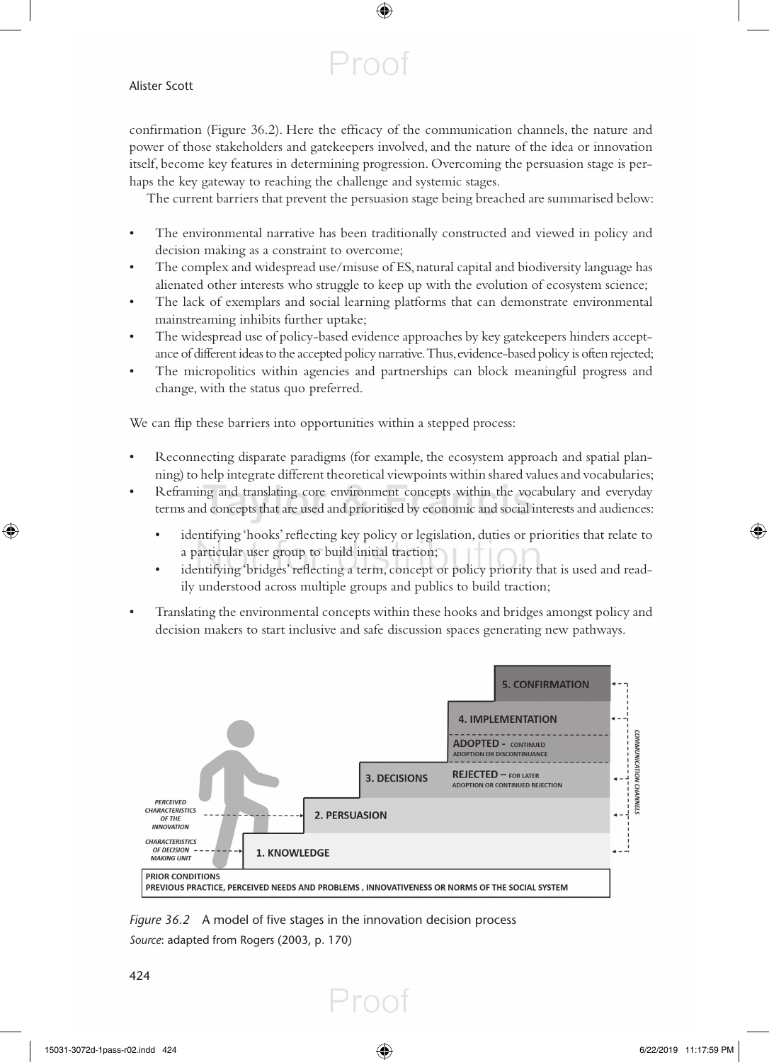confirmation (Figure 36.2). Here the efficacy of the communication channels, the nature and power of those stakeholders and gatekeepers involved, and the nature of the idea or innovation itself, become key features in determining progression. Overcoming the persuasion stage is perhaps the key gateway to reaching the challenge and systemic stages.

The current barriers that prevent the persuasion stage being breached are summarised below:

- The environmental narrative has been traditionally constructed and viewed in policy and decision making as a constraint to overcome;
- The complex and widespread use/misuse of ES, natural capital and biodiversity language has alienated other interests who struggle to keep up with the evolution of ecosystem science;
- The lack of exemplars and social learning platforms that can demonstrate environmental mainstreaming inhibits further uptake;
- The widespread use of policy-based evidence approaches by key gatekeepers hinders acceptance of different ideas to the accepted policy narrative. Thus, evidence-based policy is often rejected;
- The micropolitics within agencies and partnerships can block meaningful progress and change, with the status quo preferred.

We can flip these barriers into opportunities within a stepped process:

- Reconnecting disparate paradigms (for example, the ecosystem approach and spatial planning) to help integrate different theoretical viewpoints within shared values and vocabularies;
- Reframing and translating core environment concepts within the vocabulary and everyday terms and concepts that are used and prioritised by economic and social interests and audiences:
  - identifying 'hooks' reflecting key policy or legislation, duties or priorities that relate to a particular user group to build initial traction;
  - identifying 'bridges' reflecting a term, concept or policy priority that is used and readily understood across multiple groups and publics to build traction;
- Translating the environmental concepts within these hooks and bridges amongst policy and decision makers to start inclusive and safe discussion spaces generating new pathways.

*Figure 36.2* A model of five stages in the innovation decision process

*Source*: adapted from Rogers (2003, p. 170)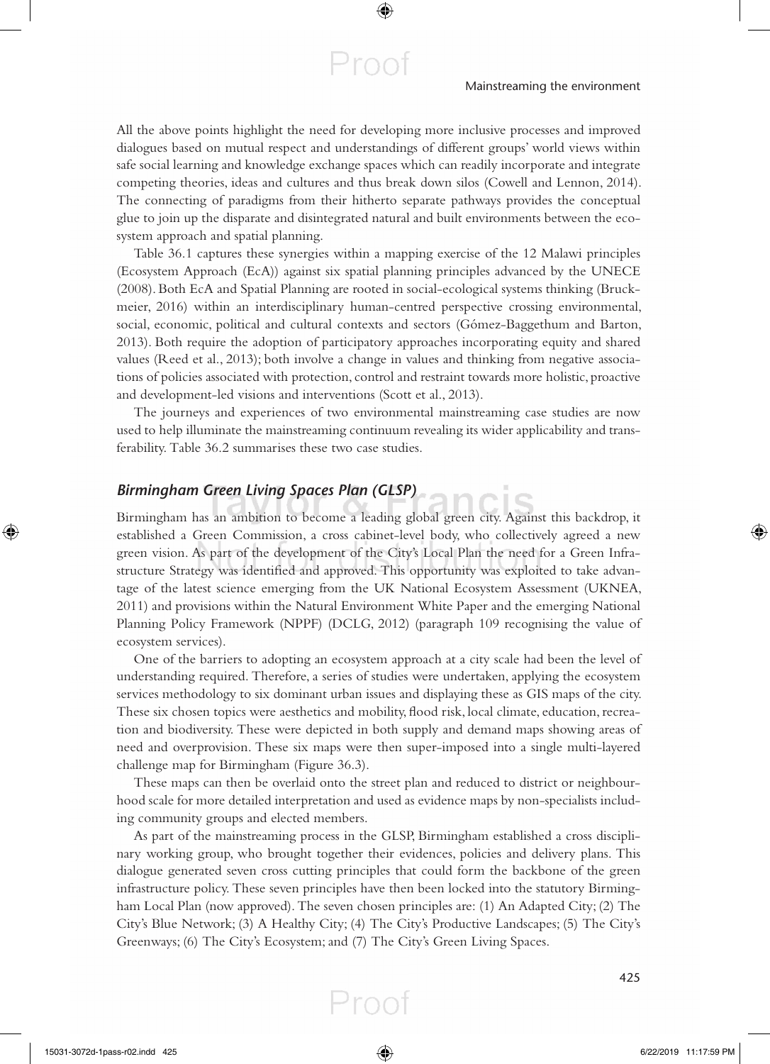All the above points highlight the need for developing more inclusive processes and improved dialogues based on mutual respect and understandings of different groups' world views within safe social learning and knowledge exchange spaces which can readily incorporate and integrate competing theories, ideas and cultures and thus break down silos (Cowell and Lennon, 2014). The connecting of paradigms from their hitherto separate pathways provides the conceptual glue to join up the disparate and disintegrated natural and built environments between the ecosystem approach and spatial planning.

Table 36.1 captures these synergies within a mapping exercise of the 12 Malawi principles (Ecosystem Approach (EcA)) against six spatial planning principles advanced by the UNECE (2008). Both EcA and Spatial Planning are rooted in social-ecological systems thinking (Bruckmeier, 2016) within an interdisciplinary human-centred perspective crossing environmental, social, economic, political and cultural contexts and sectors (Gómez-Baggethum and Barton, 2013). Both require the adoption of participatory approaches incorporating equity and shared values (Reed et al., 2013); both involve a change in values and thinking from negative associations of policies associated with protection, control and restraint towards more holistic, proactive and development-led visions and interventions (Scott et al., 2013).

The journeys and experiences of two environmental mainstreaming case studies are now used to help illuminate the mainstreaming continuum revealing its wider applicability and transferability. Table 36.2 summarises these two case studies.

### *Birmingham Green Living Spaces Plan (GLSP)*

Birmingham has an ambition to become a leading global green city. Against this backdrop, it established a Green Commission, a cross cabinet-level body, who collectively agreed a new green vision. As part of the development of the City's Local Plan the need for a Green Infrastructure Strategy was identified and approved. This opportunity was exploited to take advantage of the latest science emerging from the UK National Ecosystem Assessment (UKNEA, 2011) and provisions within the Natural Environment White Paper and the emerging National Planning Policy Framework (NPPF) (DCLG, 2012) (paragraph 109 recognising the value of ecosystem services).

One of the barriers to adopting an ecosystem approach at a city scale had been the level of understanding required. Therefore, a series of studies were undertaken, applying the ecosystem services methodology to six dominant urban issues and displaying these as GIS maps of the city. These six chosen topics were aesthetics and mobility, flood risk, local climate, education, recreation and biodiversity. These were depicted in both supply and demand maps showing areas of need and overprovision. These six maps were then super-imposed into a single multi-layered challenge map for Birmingham (Figure 36.3).

These maps can then be overlaid onto the street plan and reduced to district or neighbourhood scale for more detailed interpretation and used as evidence maps by non-specialists including community groups and elected members.

As part of the mainstreaming process in the GLSP, Birmingham established a cross disciplinary working group, who brought together their evidences, policies and delivery plans. This dialogue generated seven cross cutting principles that could form the backbone of the green infrastructure policy. These seven principles have then been locked into the statutory Birmingham Local Plan (now approved). The seven chosen principles are: (1) An Adapted City; (2) The City's Blue Network; (3) A Healthy City; (4) The City's Productive Landscapes; (5) The City's Greenways; (6) The City's Ecosystem; and (7) The City's Green Living Spaces.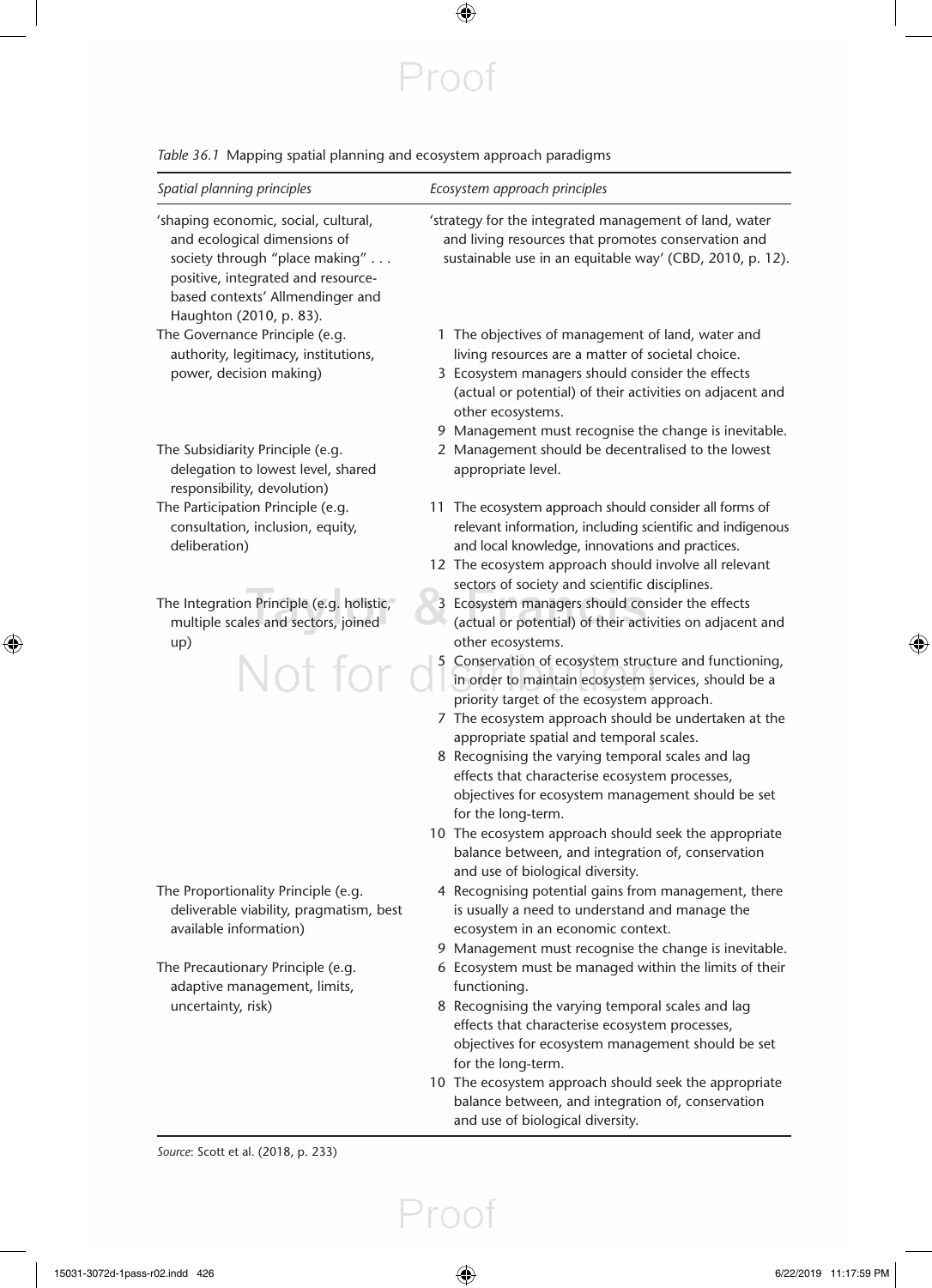*Table 36.1* Mapping spatial planning and ecosystem approach paradigms

| *Spatial planning principles* | *Ecosystem approach principles* |
|---|---|
| 'shaping economic, social, cultural, and ecological dimensions of society through "place making" . . . positive, integrated and resource-based contexts' Allmendinger and Haughton (2010, p. 83). | 'strategy for the integrated management of land, water and living resources that promotes conservation and sustainable use in an equitable way' (CBD, 2010, p. 12). |
| The Governance Principle (e.g. authority, legitimacy, institutions, power, decision making) | 1 The objectives of management of land, water and living resources are a matter of societal choice.<br>3 Ecosystem managers should consider the effects (actual or potential) of their activities on adjacent and other ecosystems.<br>9 Management must recognise the change is inevitable. |
| The Subsidiarity Principle (e.g. delegation to lowest level, shared responsibility, devolution) | 2 Management should be decentralised to the lowest appropriate level. |
| The Participation Principle (e.g. consultation, inclusion, equity, deliberation) | 11 The ecosystem approach should consider all forms of relevant information, including scientific and indigenous and local knowledge, innovations and practices.<br>12 The ecosystem approach should involve all relevant sectors of society and scientific disciplines. |
| The Integration Principle (e.g. holistic, multiple scales and sectors, joined up) | 3 Ecosystem managers should consider the effects (actual or potential) of their activities on adjacent and other ecosystems.<br>5 Conservation of ecosystem structure and functioning, in order to maintain ecosystem services, should be a priority target of the ecosystem approach.<br>7 The ecosystem approach should be undertaken at the appropriate spatial and temporal scales.<br>8 Recognising the varying temporal scales and lag effects that characterise ecosystem processes, objectives for ecosystem management should be set for the long-term.<br>10 The ecosystem approach should seek the appropriate balance between, and integration of, conservation and use of biological diversity. |
| The Proportionality Principle (e.g. deliverable viability, pragmatism, best available information) | 4 Recognising potential gains from management, there is usually a need to understand and manage the ecosystem in an economic context.<br>9 Management must recognise the change is inevitable. |
| The Precautionary Principle (e.g. adaptive management, limits, uncertainty, risk) | 6 Ecosystem must be managed within the limits of their functioning.<br>8 Recognising the varying temporal scales and lag effects that characterise ecosystem processes, objectives for ecosystem management should be set for the long-term.<br>10 The ecosystem approach should seek the appropriate balance between, and integration of, conservation and use of biological diversity. |

*Source*: Scott et al. (2018, p. 233)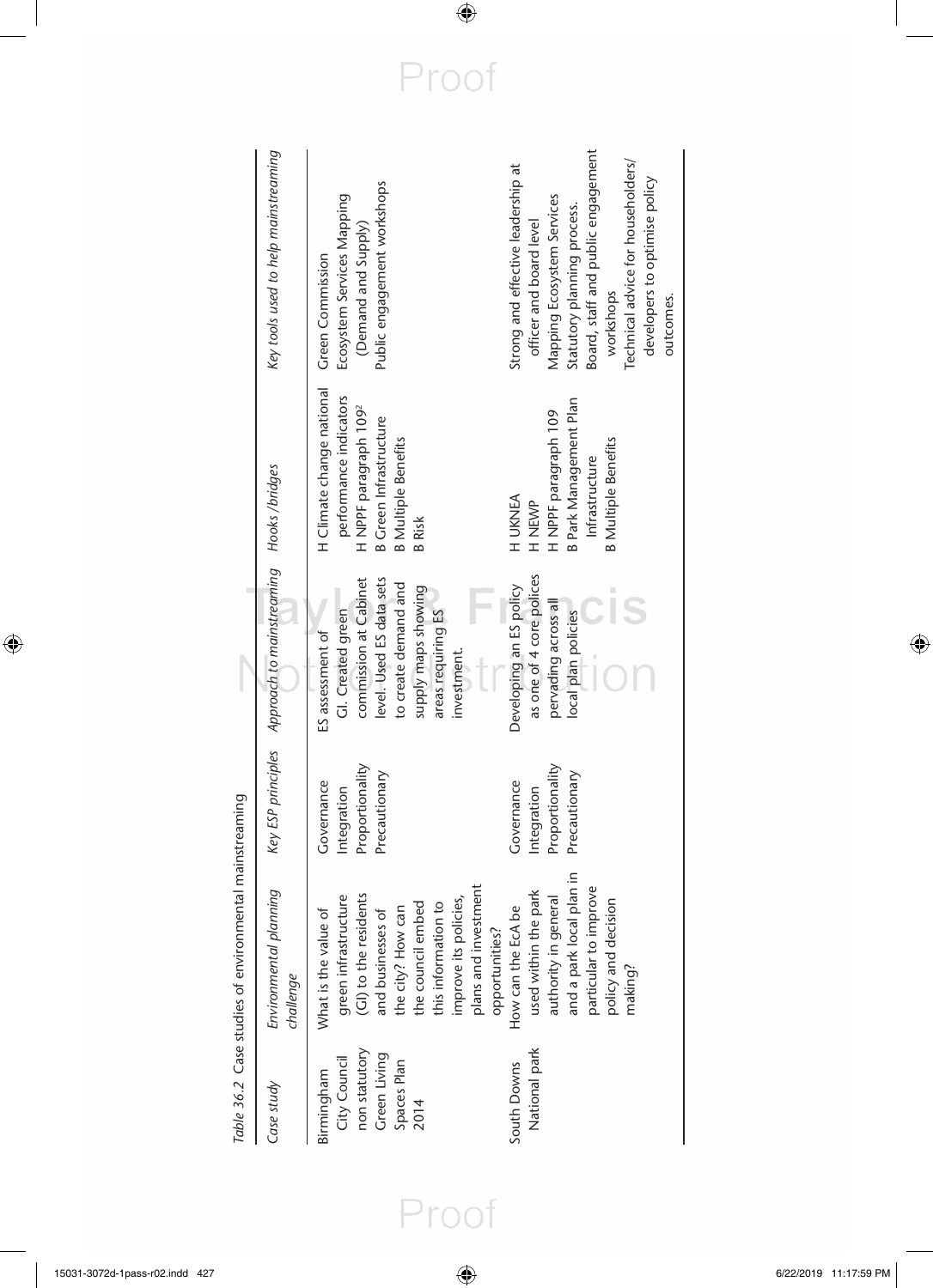*Table 36.2* Case studies of environmental mainstreaming

| *Case study* | *Environmental planning challenge* | *Key ESP principles* | *Approach to mainstreaming* | *Hooks /bridges* | *Key tools used to help mainstreaming* |
|---|---|---|---|---|---|
| Birmingham City Council non statutory Green Living Spaces Plan 2014 | What is the value of green infrastructure (GI) to the residents and businesses of the city? How can the council embed this information to improve its policies, plans and investment opportunities? | Governance<br>Integration<br>Proportionality<br>Precautionary | ES assessment of GI. Created green commission at Cabinet level. Used ES data sets to create demand and supply maps showing areas requiring ES investment. | H Climate change national performance indicators<br>H NPPF paragraph 109[2]<br>B Green Infrastructure<br>B Multiple Benefits<br>B Risk | Green Commission<br>Ecosystem Services Mapping (Demand and Supply)<br>Public engagement workshops |
| South Downs National park | How can the EcA be used within the park authority in general and a park local plan in particular to improve policy and decision making? | Governance<br>Integration<br>Proportionality<br>Precautionary | Developing an ES policy as one of 4 core polices pervading across all local plan policies | H UKNEA<br>H NEWP<br>H NPPF paragraph 109<br>B Park Management Plan<br>Infrastructure<br>B Multiple Benefits | Strong and effective leadership at officer and board level<br>Mapping Ecosystem Services<br>Statutory planning process.<br>Board, staff and public engagement workshops<br>Technical advice for householders/developers to optimise policy outcomes. |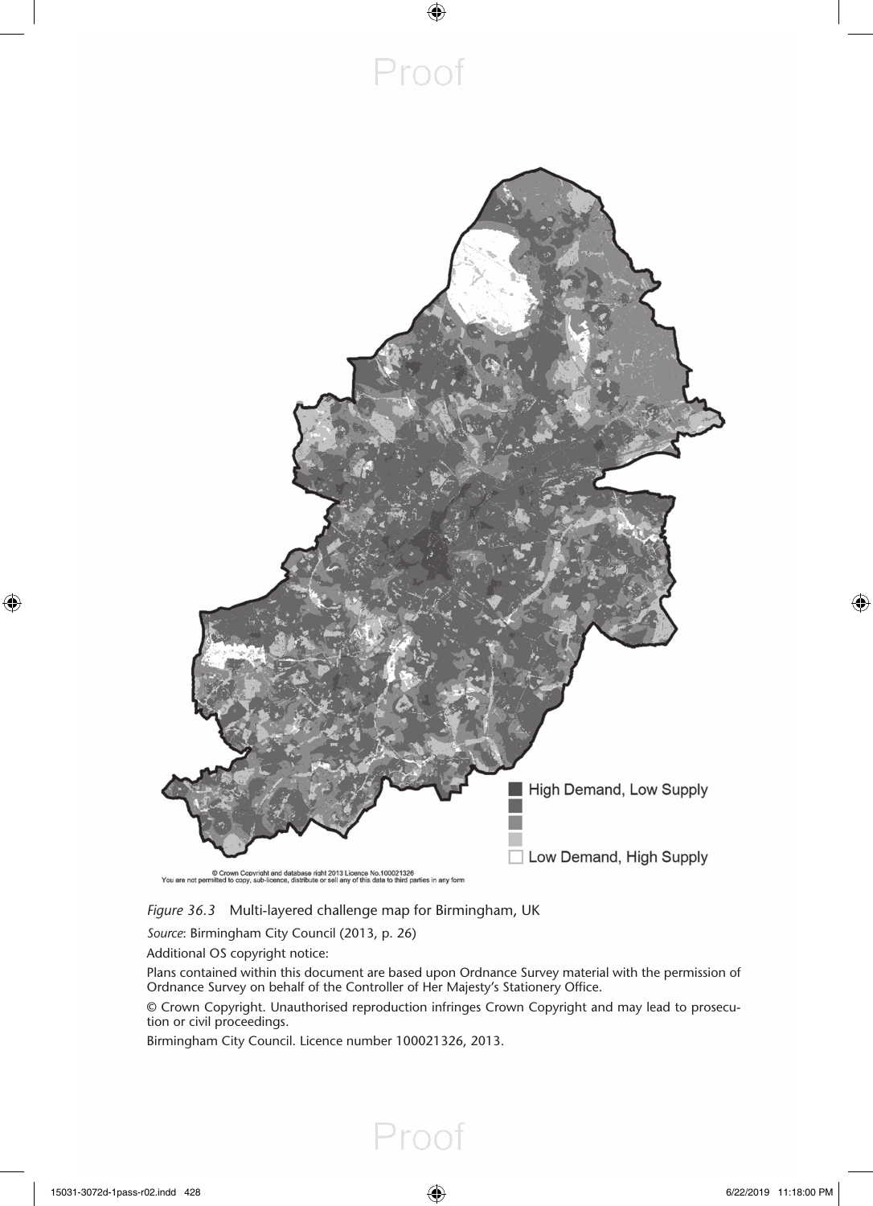High Demand, Low Supply

Low Demand, High Supply

© Crown Copyright and database right 2013 Licence No.100021326
You are not permitted to copy, sub-licence, distribute or sell any of this data to third parties in any form

*Figure 36.3* Multi-layered challenge map for Birmingham, UK

*Source*: Birmingham City Council (2013, p. 26)

Additional OS copyright notice:

Plans contained within this document are based upon Ordnance Survey material with the permission of Ordnance Survey on behalf of the Controller of Her Majesty's Stationery Office.

© Crown Copyright. Unauthorised reproduction infringes Crown Copyright and may lead to prosecution or civil proceedings.

Birmingham City Council. Licence number 100021326, 2013.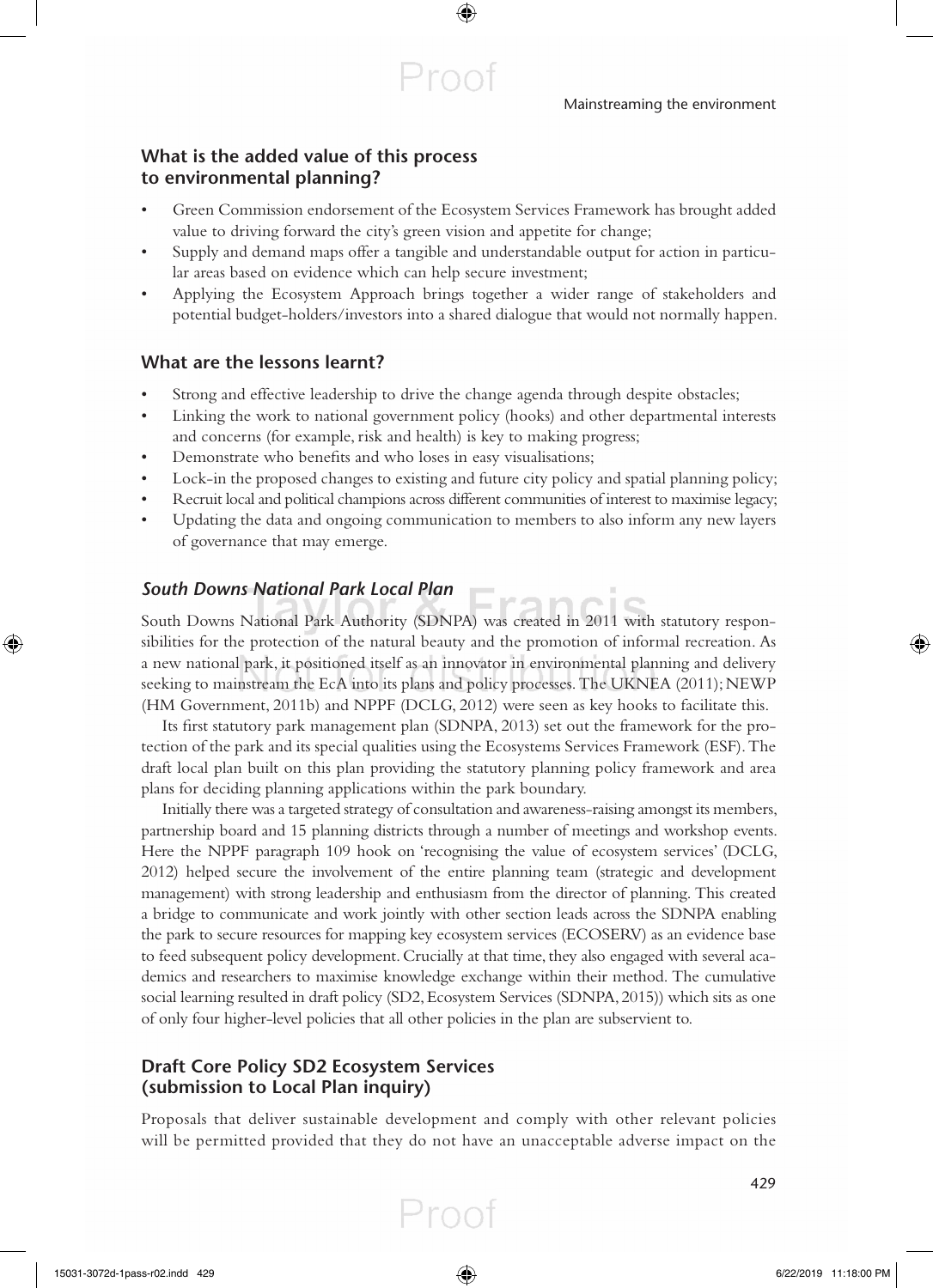### What is the added value of this process to environmental planning?

- Green Commission endorsement of the Ecosystem Services Framework has brought added value to driving forward the city's green vision and appetite for change;
- Supply and demand maps offer a tangible and understandable output for action in particular areas based on evidence which can help secure investment;
- Applying the Ecosystem Approach brings together a wider range of stakeholders and potential budget-holders/investors into a shared dialogue that would not normally happen.

### What are the lessons learnt?

- Strong and effective leadership to drive the change agenda through despite obstacles;
- Linking the work to national government policy (hooks) and other departmental interests and concerns (for example, risk and health) is key to making progress;
- Demonstrate who benefits and who loses in easy visualisations;
- Lock-in the proposed changes to existing and future city policy and spatial planning policy;
- Recruit local and political champions across different communities of interest to maximise legacy;
- Updating the data and ongoing communication to members to also inform any new layers of governance that may emerge.

### *South Downs National Park Local Plan*

South Downs National Park Authority (SDNPA) was created in 2011 with statutory responsibilities for the protection of the natural beauty and the promotion of informal recreation. As a new national park, it positioned itself as an innovator in environmental planning and delivery seeking to mainstream the EcA into its plans and policy processes. The UKNEA (2011); NEWP (HM Government, 2011b) and NPPF (DCLG, 2012) were seen as key hooks to facilitate this.

Its first statutory park management plan (SDNPA, 2013) set out the framework for the protection of the park and its special qualities using the Ecosystems Services Framework (ESF). The draft local plan built on this plan providing the statutory planning policy framework and area plans for deciding planning applications within the park boundary.

Initially there was a targeted strategy of consultation and awareness-raising amongst its members, partnership board and 15 planning districts through a number of meetings and workshop events. Here the NPPF paragraph 109 hook on 'recognising the value of ecosystem services' (DCLG, 2012) helped secure the involvement of the entire planning team (strategic and development management) with strong leadership and enthusiasm from the director of planning. This created a bridge to communicate and work jointly with other section leads across the SDNPA enabling the park to secure resources for mapping key ecosystem services (ECOSERV) as an evidence base to feed subsequent policy development. Crucially at that time, they also engaged with several academics and researchers to maximise knowledge exchange within their method. The cumulative social learning resulted in draft policy (SD2, Ecosystem Services (SDNPA, 2015)) which sits as one of only four higher-level policies that all other policies in the plan are subservient to.

### Draft Core Policy SD2 Ecosystem Services (submission to Local Plan inquiry)

Proposals that deliver sustainable development and comply with other relevant policies will be permitted provided that they do not have an unacceptable adverse impact on the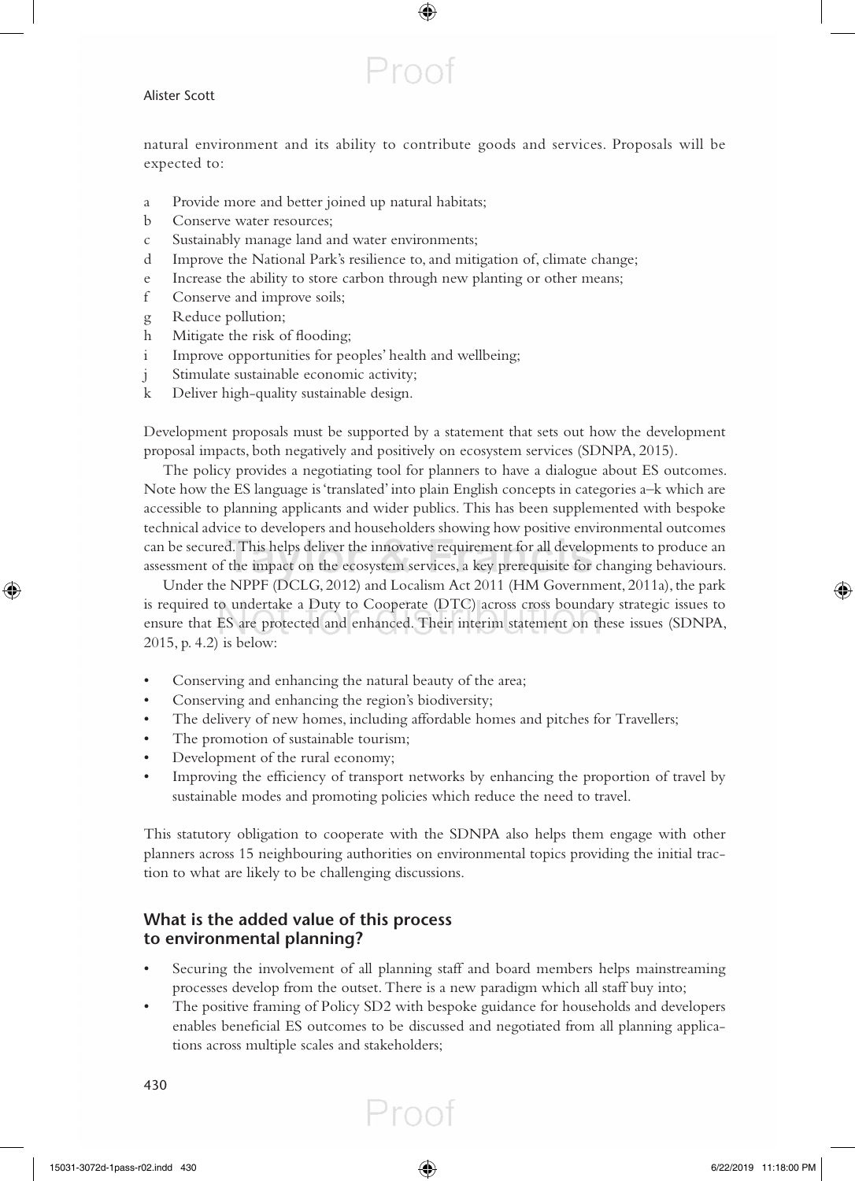natural environment and its ability to contribute goods and services. Proposals will be expected to:

a Provide more and better joined up natural habitats;
b Conserve water resources;
c Sustainably manage land and water environments;
d Improve the National Park's resilience to, and mitigation of, climate change;
e Increase the ability to store carbon through new planting or other means;
f Conserve and improve soils;
g Reduce pollution;
h Mitigate the risk of flooding;
i Improve opportunities for peoples' health and wellbeing;
j Stimulate sustainable economic activity;
k Deliver high-quality sustainable design.

Development proposals must be supported by a statement that sets out how the development proposal impacts, both negatively and positively on ecosystem services (SDNPA, 2015).

The policy provides a negotiating tool for planners to have a dialogue about ES outcomes. Note how the ES language is 'translated' into plain English concepts in categories a–k which are accessible to planning applicants and wider publics. This has been supplemented with bespoke technical advice to developers and householders showing how positive environmental outcomes can be secured. This helps deliver the innovative requirement for all developments to produce an assessment of the impact on the ecosystem services, a key prerequisite for changing behaviours.

Under the NPPF (DCLG, 2012) and Localism Act 2011 (HM Government, 2011a), the park is required to undertake a Duty to Cooperate (DTC) across cross boundary strategic issues to ensure that ES are protected and enhanced. Their interim statement on these issues (SDNPA, 2015, p. 4.2) is below:

- Conserving and enhancing the natural beauty of the area;
- Conserving and enhancing the region's biodiversity;
- The delivery of new homes, including affordable homes and pitches for Travellers;
- The promotion of sustainable tourism;
- Development of the rural economy;
- Improving the efficiency of transport networks by enhancing the proportion of travel by sustainable modes and promoting policies which reduce the need to travel.

This statutory obligation to cooperate with the SDNPA also helps them engage with other planners across 15 neighbouring authorities on environmental topics providing the initial traction to what are likely to be challenging discussions.

### What is the added value of this process to environmental planning?

- Securing the involvement of all planning staff and board members helps mainstreaming processes develop from the outset. There is a new paradigm which all staff buy into;
- The positive framing of Policy SD2 with bespoke guidance for households and developers enables beneficial ES outcomes to be discussed and negotiated from all planning applications across multiple scales and stakeholders;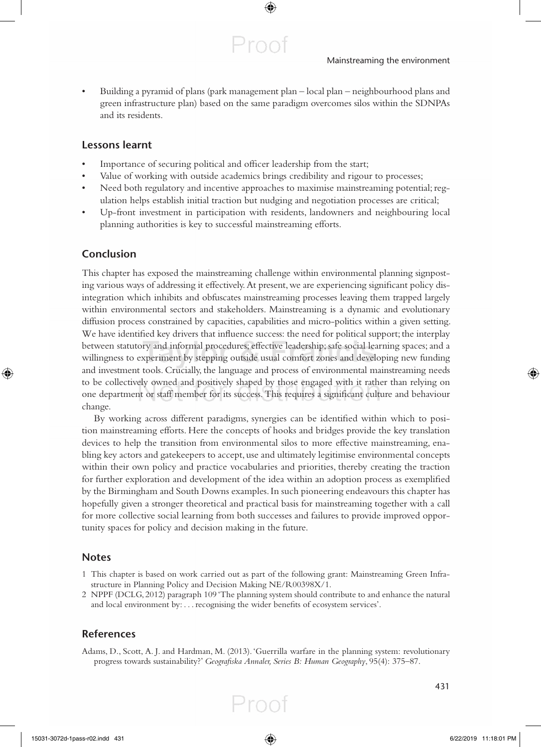- Building a pyramid of plans (park management plan – local plan – neighbourhood plans and green infrastructure plan) based on the same paradigm overcomes silos within the SDNPAs and its residents.

## Lessons learnt

- Importance of securing political and officer leadership from the start;
- Value of working with outside academics brings credibility and rigour to processes;
- Need both regulatory and incentive approaches to maximise mainstreaming potential; regulation helps establish initial traction but nudging and negotiation processes are critical;
- Up-front investment in participation with residents, landowners and neighbouring local planning authorities is key to successful mainstreaming efforts.

## Conclusion

This chapter has exposed the mainstreaming challenge within environmental planning signposting various ways of addressing it effectively. At present, we are experiencing significant policy disintegration which inhibits and obfuscates mainstreaming processes leaving them trapped largely within environmental sectors and stakeholders. Mainstreaming is a dynamic and evolutionary diffusion process constrained by capacities, capabilities and micro-politics within a given setting. We have identified key drivers that influence success: the need for political support; the interplay between statutory and informal procedures; effective leadership; safe social learning spaces; and a willingness to experiment by stepping outside usual comfort zones and developing new funding and investment tools. Crucially, the language and process of environmental mainstreaming needs to be collectively owned and positively shaped by those engaged with it rather than relying on one department or staff member for its success. This requires a significant culture and behaviour change.

By working across different paradigms, synergies can be identified within which to position mainstreaming efforts. Here the concepts of hooks and bridges provide the key translation devices to help the transition from environmental silos to more effective mainstreaming, enabling key actors and gatekeepers to accept, use and ultimately legitimise environmental concepts within their own policy and practice vocabularies and priorities, thereby creating the traction for further exploration and development of the idea within an adoption process as exemplified by the Birmingham and South Downs examples. In such pioneering endeavours this chapter has hopefully given a stronger theoretical and practical basis for mainstreaming together with a call for more collective social learning from both successes and failures to provide improved opportunity spaces for policy and decision making in the future.

## Notes

1 This chapter is based on work carried out as part of the following grant: Mainstreaming Green Infrastructure in Planning Policy and Decision Making NE/R00398X/1.

2 NPPF (DCLG, 2012) paragraph 109 'The planning system should contribute to and enhance the natural and local environment by: . . . recognising the wider benefits of ecosystem services'.

## References

Adams, D., Scott, A. J. and Hardman, M. (2013). 'Guerrilla warfare in the planning system: revolutionary progress towards sustainability?' *Geografiska Annaler, Series B: Human Geography*, 95(4): 375–87.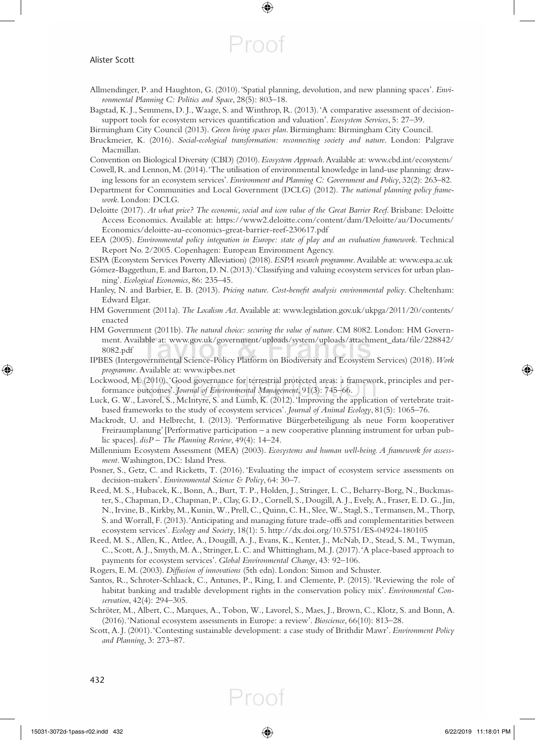Allmendinger, P. and Haughton, G. (2010). 'Spatial planning, devolution, and new planning spaces'. *Environmental Planning C: Politics and Space*, 28(5): 803–18.

Bagstad, K. J., Semmens, D. J., Waage, S. and Winthrop, R. (2013). 'A comparative assessment of decision-support tools for ecosystem services quantification and valuation'. *Ecosystem Services*, 5: 27–39.

Birmingham City Council (2013). *Green living spaces plan*. Birmingham: Birmingham City Council.

Bruckmeier, K. (2016). *Social-ecological transformation: reconnecting society and nature*. London: Palgrave Macmillan.

Convention on Biological Diversity (CBD) (2010). *Ecosystem Approach*. Available at: www.cbd.int/ecosystem/

Cowell, R. and Lennon, M. (2014). 'The utilisation of environmental knowledge in land-use planning: drawing lessons for an ecosystem services'. *Environment and Planning C: Government and Policy*, 32(2): 263–82.

Department for Communities and Local Government (DCLG) (2012). *The national planning policy framework*. London: DCLG.

Deloitte (2017). *At what price? The economic, social and icon value of the Great Barrier Reef*. Brisbane: Deloitte Access Economics. Available at: https://www2.deloitte.com/content/dam/Deloitte/au/Documents/Economics/deloitte-au-economics-great-barrier-reef-230617.pdf

EEA (2005). *Environmental policy integration in Europe: state of play and an evaluation framework*. Technical Report No. 2/2005. Copenhagen: European Environment Agency.

ESPA (Ecosystem Services Poverty Alleviation) (2018). *ESPA research programme*. Available at: www.espa.ac.uk

Gómez-Baggethun, E. and Barton, D. N. (2013). 'Classifying and valuing ecosystem services for urban planning'. *Ecological Economics*, 86: 235–45.

Hanley, N. and Barbier, E. B. (2013). *Pricing nature. Cost-benefit analysis environmental policy*. Cheltenham: Edward Elgar.

HM Government (2011a). *The Localism Act*. Available at: www.legislation.gov.uk/ukpga/2011/20/contents/enacted

HM Government (2011b). *The natural choice: securing the value of nature*. CM 8082. London: HM Government. Available at: www.gov.uk/government/uploads/system/uploads/attachment_data/file/228842/8082.pdf

IPBES (Intergovernmental Science-Policy Platform on Biodiversity and Ecosystem Services) (2018). *Work programme*. Available at: www.ipbes.net

Lockwood, M. (2010). 'Good governance for terrestrial protected areas: a framework, principles and performance outcomes'. *Journal of Environmental Management*, 91(3): 745–66.

Luck, G. W., Lavorel, S., McIntyre, S. and Lumb, K. (2012). 'Improving the application of vertebrate trait-based frameworks to the study of ecosystem services'. *Journal of Animal Ecology*, 81(5): 1065–76.

Mackrodt, U. and Helbrecht, I. (2013). 'Performative Bürgerbeteiligung als neue Form kooperativer Freiraumplanung' [Performative participation – a new cooperative planning instrument for urban public spaces]. *disP – The Planning Review*, 49(4): 14–24.

Millennium Ecosystem Assessment (MEA) (2003). *Ecosystems and human well-being. A framework for assessment*. Washington, DC: Island Press.

Posner, S., Getz, C. and Ricketts, T. (2016). 'Evaluating the impact of ecosystem service assessments on decision-makers'. *Environmental Science & Policy*, 64: 30–7.

Reed, M. S., Hubacek, K., Bonn, A., Burt, T. P., Holden, J., Stringer, L. C., Beharry-Borg, N., Buckmaster, S., Chapman, D., Chapman, P., Clay, G. D., Cornell, S., Dougill, A. J., Evely, A., Fraser, E. D. G., Jin, N., Irvine, B., Kirkby, M., Kunin, W., Prell, C., Quinn, C. H., Slee, W., Stagl, S., Termansen, M., Thorp, S. and Worrall, F. (2013). 'Anticipating and managing future trade-offs and complementarities between ecosystem services'. *Ecology and Society*, 18(1): 5. http://dx.doi.org/10.5751/ES-04924-180105

Reed, M. S., Allen, K., Attlee, A., Dougill, A. J., Evans, K., Kenter, J., McNab, D., Stead, S. M., Twyman, C., Scott, A. J., Smyth, M. A., Stringer, L. C. and Whittingham, M. J. (2017). 'A place-based approach to payments for ecosystem services'. *Global Environmental Change*, 43: 92–106.

Rogers, E. M. (2003). *Diffusion of innovations* (5th edn). London: Simon and Schuster.

Santos, R., Schroter-Schlaack, C., Antunes, P., Ring, I. and Clemente, P. (2015). 'Reviewing the role of habitat banking and tradable development rights in the conservation policy mix'. *Environmental Conservation*, 42(4): 294–305.

Schröter, M., Albert, C., Marques, A., Tobon, W., Lavorel, S., Maes, J., Brown, C., Klotz, S. and Bonn, A. (2016). 'National ecosystem assessments in Europe: a review'. *Bioscience*, 66(10): 813–28.

Scott, A. J. (2001). 'Contesting sustainable development: a case study of Brithdir Mawr'. *Environment Policy and Planning*, 3: 273–87.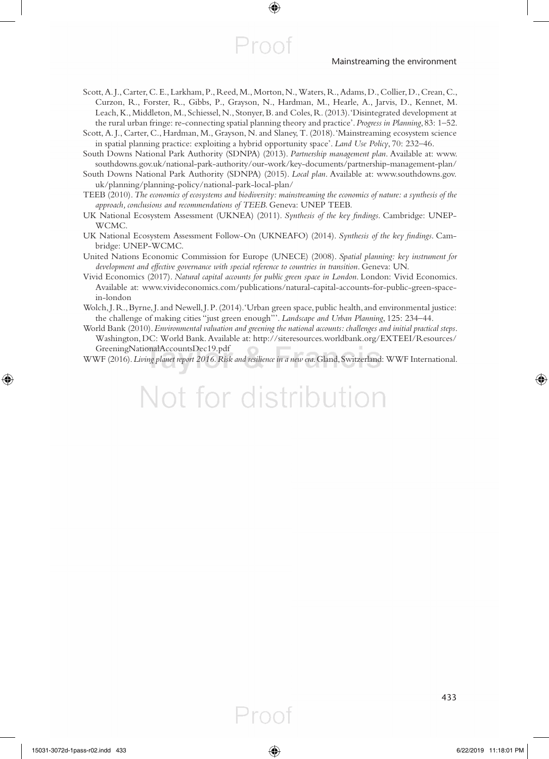Scott, A. J., Carter, C. E., Larkham, P., Reed, M., Morton, N., Waters, R., Adams, D., Collier, D., Crean, C., Curzon, R., Forster, R., Gibbs, P., Grayson, N., Hardman, M., Hearle, A., Jarvis, D., Kennet, M. Leach, K., Middleton, M., Schiessel, N., Stonyer, B. and Coles, R. (2013). 'Disintegrated development at the rural urban fringe: re-connecting spatial planning theory and practice'. *Progress in Planning*, 83: 1–52.

Scott, A. J., Carter, C., Hardman, M., Grayson, N. and Slaney, T. (2018). 'Mainstreaming ecosystem science in spatial planning practice: exploiting a hybrid opportunity space'. *Land Use Policy*, 70: 232–46.

South Downs National Park Authority (SDNPA) (2013). *Partnership management plan*. Available at: www.southdowns.gov.uk/national-park-authority/our-work/key-documents/partnership-management-plan/

South Downs National Park Authority (SDNPA) (2015). *Local plan*. Available at: www.southdowns.gov.uk/planning/planning-policy/national-park-local-plan/

TEEB (2010). *The economics of ecosystems and biodiversity: mainstreaming the economics of nature: a synthesis of the approach, conclusions and recommendations of TEEB*. Geneva: UNEP TEEB.

UK National Ecosystem Assessment (UKNEA) (2011). *Synthesis of the key findings*. Cambridge: UNEP-WCMC.

UK National Ecosystem Assessment Follow-On (UKNEAFO) (2014). *Synthesis of the key findings*. Cambridge: UNEP-WCMC.

United Nations Economic Commission for Europe (UNECE) (2008). *Spatial planning: key instrument for development and effective governance with special reference to countries in transition*. Geneva: UN.

Vivid Economics (2017). *Natural capital accounts for public green space in London*. London: Vivid Economics. Available at: www.vivideconomics.com/publications/natural-capital-accounts-for-public-green-space-in-london

Wolch, J. R., Byrne, J. and Newell, J. P. (2014). 'Urban green space, public health, and environmental justice: the challenge of making cities "just green enough"'. *Landscape and Urban Planning*, 125: 234–44.

World Bank (2010). *Environmental valuation and greening the national accounts: challenges and initial practical steps*. Washington, DC: World Bank. Available at: http://siteresources.worldbank.org/EXTEEI/Resources/GreeningNationalAccountsDec19.pdf

WWF (2016). *Living planet report 2016. Risk and resilience in a new era*. Gland, Switzerland: WWF International.